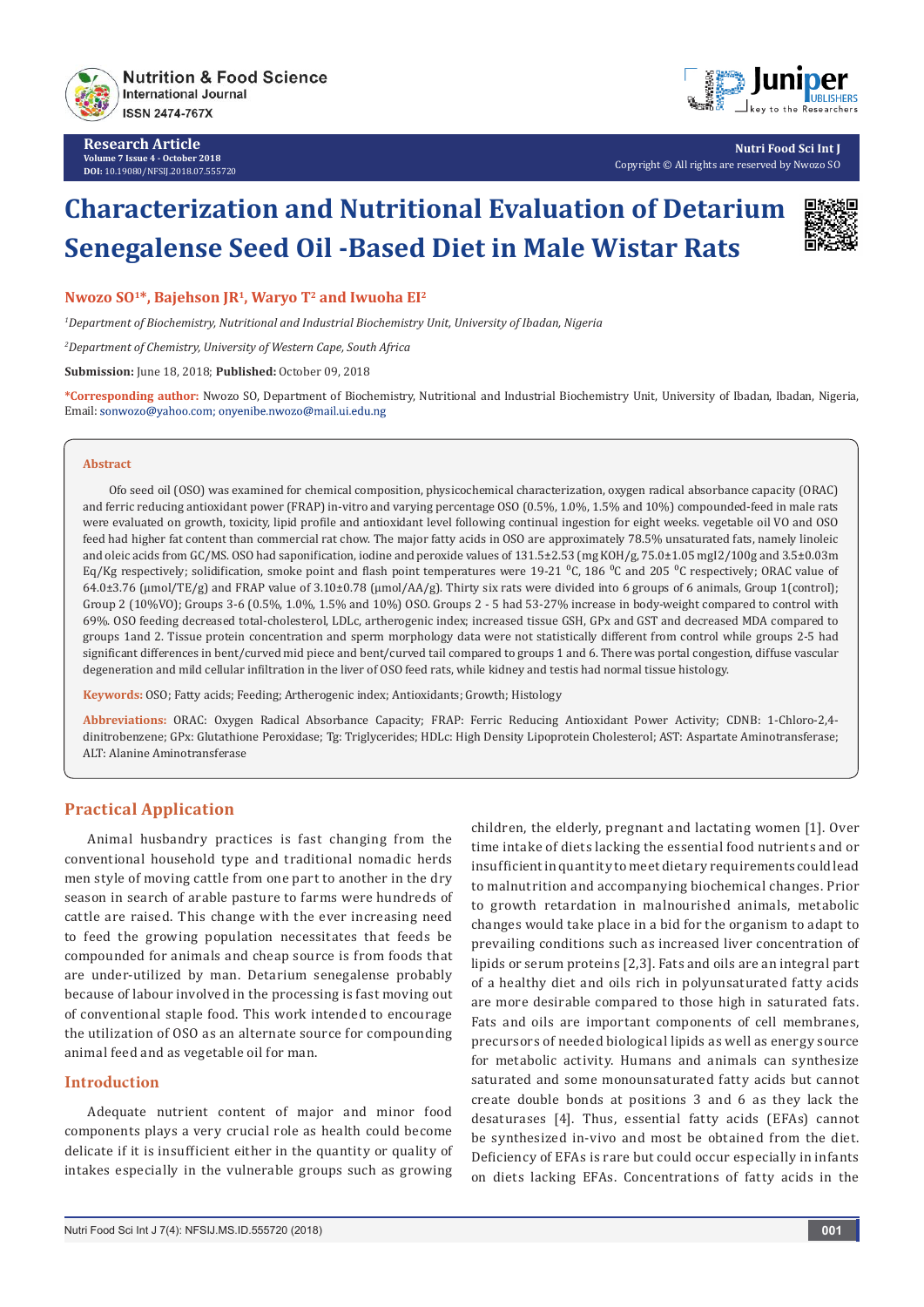Research Article
Volume 7 Issue 4 - October 2018
DOI: 10.19080/NFSIJ.2018.07.555720

Nutri Food Sci Int J
Copyright © All rights are reserved by Nwozo SO

# Characterization and Nutritional Evaluation of Detarium Senegalense Seed Oil -Based Diet in Male Wistar Rats

**Nwozo SO[1]*, Bajehson JR[1], Waryo T[2] and Iwuoha EI[2]**

[1]*Department of Biochemistry, Nutritional and Industrial Biochemistry Unit, University of Ibadan, Nigeria*

[2]*Department of Chemistry, University of Western Cape, South Africa*

**Submission:** June 18, 2018; **Published:** October 09, 2018

***Corresponding author:** Nwozo SO, Department of Biochemistry, Nutritional and Industrial Biochemistry Unit, University of Ibadan, Ibadan, Nigeria, Email: sonwozo@yahoo.com; onyenibe.nwozo@mail.ui.edu.ng

## Abstract

Ofo seed oil (OSO) was examined for chemical composition, physicochemical characterization, oxygen radical absorbance capacity (ORAC) and ferric reducing antioxidant power (FRAP) in-vitro and varying percentage OSO (0.5%, 1.0%, 1.5% and 10%) compounded-feed in male rats were evaluated on growth, toxicity, lipid profile and antioxidant level following continual ingestion for eight weeks. vegetable oil VO and OSO feed had higher fat content than commercial rat chow. The major fatty acids in OSO are approximately 78.5% unsaturated fats, namely linoleic and oleic acids from GC/MS. OSO had saponification, iodine and peroxide values of 131.5±2.53 (mg KOH/g, 75.0±1.05 mgI2/100g and 3.5±0.03m Eq/Kg respectively; solidification, smoke point and flash point temperatures were 19-21 $^{0}$C, 186 $^{0}$C and 205 $^{0}$C respectively; ORAC value of 64.0±3.76 (μmol/TE/g) and FRAP value of 3.10±0.78 (μmol/AA/g). Thirty six rats were divided into 6 groups of 6 animals, Group 1(control); Group 2 (10%VO); Groups 3-6 (0.5%, 1.0%, 1.5% and 10%) OSO. Groups 2 - 5 had 53-27% increase in body-weight compared to control with 69%. OSO feeding decreased total-cholesterol, LDLc, artherogenic index; increased tissue GSH, GPx and GST and decreased MDA compared to groups 1and 2. Tissue protein concentration and sperm morphology data were not statistically different from control while groups 2-5 had significant differences in bent/curved mid piece and bent/curved tail compared to groups 1 and 6. There was portal congestion, diffuse vascular degeneration and mild cellular infiltration in the liver of OSO feed rats, while kidney and testis had normal tissue histology.

**Keywords:** OSO; Fatty acids; Feeding; Artherogenic index; Antioxidants; Growth; Histology

**Abbreviations:** ORAC: Oxygen Radical Absorbance Capacity; FRAP: Ferric Reducing Antioxidant Power Activity; CDNB: 1-Chloro-2,4-dinitrobenzene; GPx: Glutathione Peroxidase; Tg: Triglycerides; HDLc: High Density Lipoprotein Cholesterol; AST: Aspartate Aminotransferase; ALT: Alanine Aminotransferase

## Practical Application

Animal husbandry practices is fast changing from the conventional household type and traditional nomadic herds men style of moving cattle from one part to another in the dry season in search of arable pasture to farms were hundreds of cattle are raised. This change with the ever increasing need to feed the growing population necessitates that feeds be compounded for animals and cheap source is from foods that are under-utilized by man. Detarium senegalense probably because of labour involved in the processing is fast moving out of conventional staple food. This work intended to encourage the utilization of OSO as an alternate source for compounding animal feed and as vegetable oil for man.

## Introduction

Adequate nutrient content of major and minor food components plays a very crucial role as health could become delicate if it is insufficient either in the quantity or quality of intakes especially in the vulnerable groups such as growing children, the elderly, pregnant and lactating women [1]. Over time intake of diets lacking the essential food nutrients and or insufficient in quantity to meet dietary requirements could lead to malnutrition and accompanying biochemical changes. Prior to growth retardation in malnourished animals, metabolic changes would take place in a bid for the organism to adapt to prevailing conditions such as increased liver concentration of lipids or serum proteins [2,3]. Fats and oils are an integral part of a healthy diet and oils rich in polyunsaturated fatty acids are more desirable compared to those high in saturated fats. Fats and oils are important components of cell membranes, precursors of needed biological lipids as well as energy source for metabolic activity. Humans and animals can synthesize saturated and some monounsaturated fatty acids but cannot create double bonds at positions 3 and 6 as they lack the desaturases [4]. Thus, essential fatty acids (EFAs) cannot be synthesized in-vivo and most be obtained from the diet. Deficiency of EFAs is rare but could occur especially in infants on diets lacking EFAs. Concentrations of fatty acids in the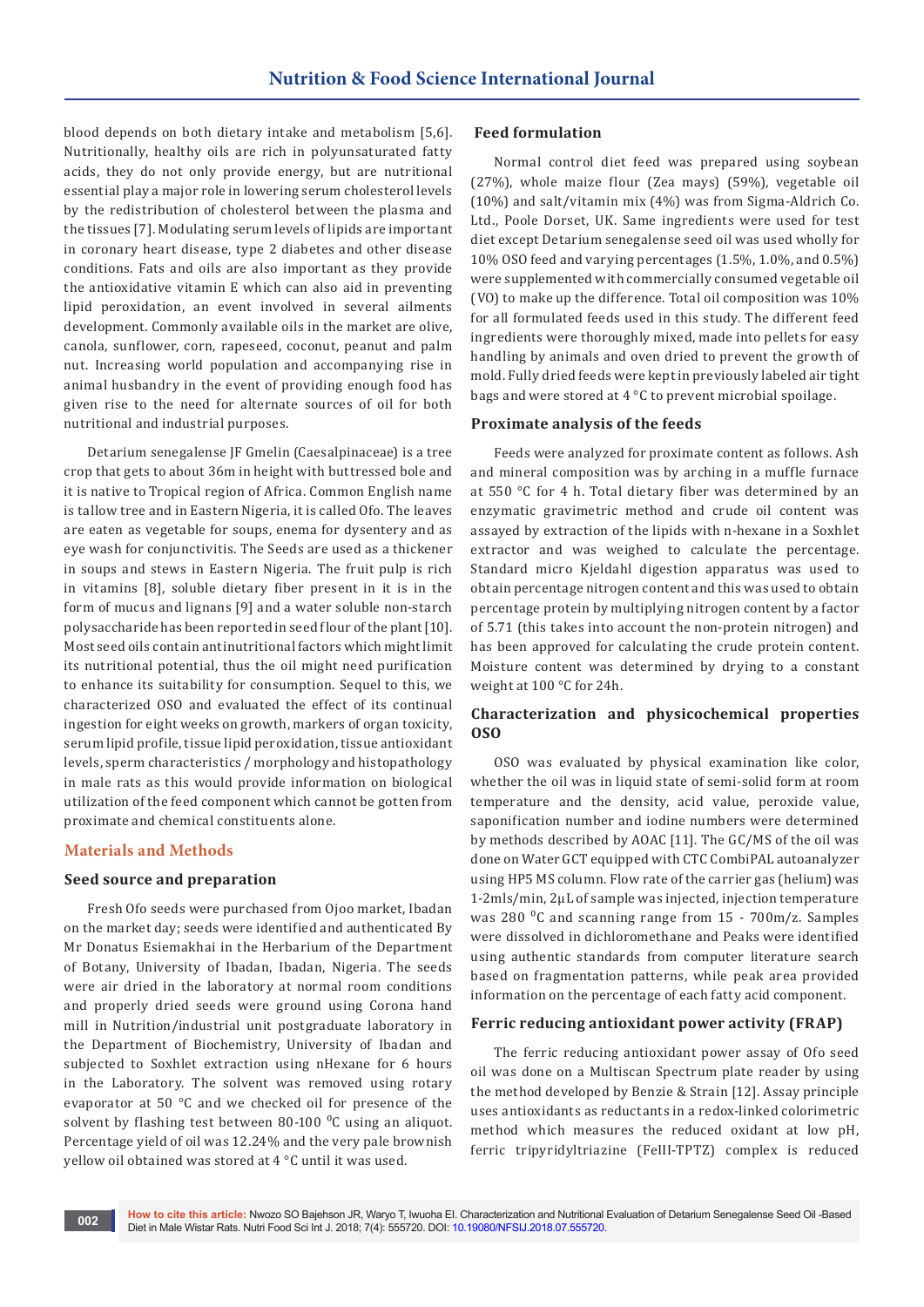blood depends on both dietary intake and metabolism [5,6]. Nutritionally, healthy oils are rich in polyunsaturated fatty acids, they do not only provide energy, but are nutritional essential play a major role in lowering serum cholesterol levels by the redistribution of cholesterol between the plasma and the tissues [7]. Modulating serum levels of lipids are important in coronary heart disease, type 2 diabetes and other disease conditions. Fats and oils are also important as they provide the antioxidative vitamin E which can also aid in preventing lipid peroxidation, an event involved in several ailments development. Commonly available oils in the market are olive, canola, sunflower, corn, rapeseed, coconut, peanut and palm nut. Increasing world population and accompanying rise in animal husbandry in the event of providing enough food has given rise to the need for alternate sources of oil for both nutritional and industrial purposes.

Detarium senegalense JF Gmelin (Caesalpinaceae) is a tree crop that gets to about 36m in height with buttressed bole and it is native to Tropical region of Africa. Common English name is tallow tree and in Eastern Nigeria, it is called Ofo. The leaves are eaten as vegetable for soups, enema for dysentery and as eye wash for conjunctivitis. The Seeds are used as a thickener in soups and stews in Eastern Nigeria. The fruit pulp is rich in vitamins [8], soluble dietary fiber present in it is in the form of mucus and lignans [9] and a water soluble non-starch polysaccharide has been reported in seed flour of the plant [10]. Most seed oils contain antinutritional factors which might limit its nutritional potential, thus the oil might need purification to enhance its suitability for consumption. Sequel to this, we characterized OSO and evaluated the effect of its continual ingestion for eight weeks on growth, markers of organ toxicity, serum lipid profile, tissue lipid peroxidation, tissue antioxidant levels, sperm characteristics / morphology and histopathology in male rats as this would provide information on biological utilization of the feed component which cannot be gotten from proximate and chemical constituents alone.

## Materials and Methods

### Seed source and preparation

Fresh Ofo seeds were purchased from Ojoo market, Ibadan on the market day; seeds were identified and authenticated By Mr Donatus Esiemakhai in the Herbarium of the Department of Botany, University of Ibadan, Ibadan, Nigeria. The seeds were air dried in the laboratory at normal room conditions and properly dried seeds were ground using Corona hand mill in Nutrition/industrial unit postgraduate laboratory in the Department of Biochemistry, University of Ibadan and subjected to Soxhlet extraction using nHexane for 6 hours in the Laboratory. The solvent was removed using rotary evaporator at 50 °C and we checked oil for presence of the solvent by flashing test between 80-100 $^{0}$C using an aliquot. Percentage yield of oil was 12.24% and the very pale brownish yellow oil obtained was stored at 4 °C until it was used.

### Feed formulation

Normal control diet feed was prepared using soybean (27%), whole maize flour (Zea mays) (59%), vegetable oil (10%) and salt/vitamin mix (4%) was from Sigma-Aldrich Co. Ltd., Poole Dorset, UK. Same ingredients were used for test diet except Detarium senegalense seed oil was used wholly for 10% OSO feed and varying percentages (1.5%, 1.0%, and 0.5%) were supplemented with commercially consumed vegetable oil (VO) to make up the difference. Total oil composition was 10% for all formulated feeds used in this study. The different feed ingredients were thoroughly mixed, made into pellets for easy handling by animals and oven dried to prevent the growth of mold. Fully dried feeds were kept in previously labeled air tight bags and were stored at 4 °C to prevent microbial spoilage.

### Proximate analysis of the feeds

Feeds were analyzed for proximate content as follows. Ash and mineral composition was by arching in a muffle furnace at 550 °C for 4 h. Total dietary fiber was determined by an enzymatic gravimetric method and crude oil content was assayed by extraction of the lipids with n-hexane in a Soxhlet extractor and was weighed to calculate the percentage. Standard micro Kjeldahl digestion apparatus was used to obtain percentage nitrogen content and this was used to obtain percentage protein by multiplying nitrogen content by a factor of 5.71 (this takes into account the non-protein nitrogen) and has been approved for calculating the crude protein content. Moisture content was determined by drying to a constant weight at 100 °C for 24h.

### Characterization and physicochemical properties OSO

OSO was evaluated by physical examination like color, whether the oil was in liquid state of semi-solid form at room temperature and the density, acid value, peroxide value, saponification number and iodine numbers were determined by methods described by AOAC [11]. The GC/MS of the oil was done on Water GCT equipped with CTC CombiPAL autoanalyzer using HP5 MS column. Flow rate of the carrier gas (helium) was 1-2mls/min, 2µL of sample was injected, injection temperature was 280 $^{0}$C and scanning range from 15 - 700m/z. Samples were dissolved in dichloromethane and Peaks were identified using authentic standards from computer literature search based on fragmentation patterns, while peak area provided information on the percentage of each fatty acid component.

### Ferric reducing antioxidant power activity (FRAP)

The ferric reducing antioxidant power assay of Ofo seed oil was done on a Multiscan Spectrum plate reader by using the method developed by Benzie & Strain [12]. Assay principle uses antioxidants as reductants in a redox-linked colorimetric method which measures the reduced oxidant at low pH, ferric tripyridyltriazine (FeIII-TPTZ) complex is reduced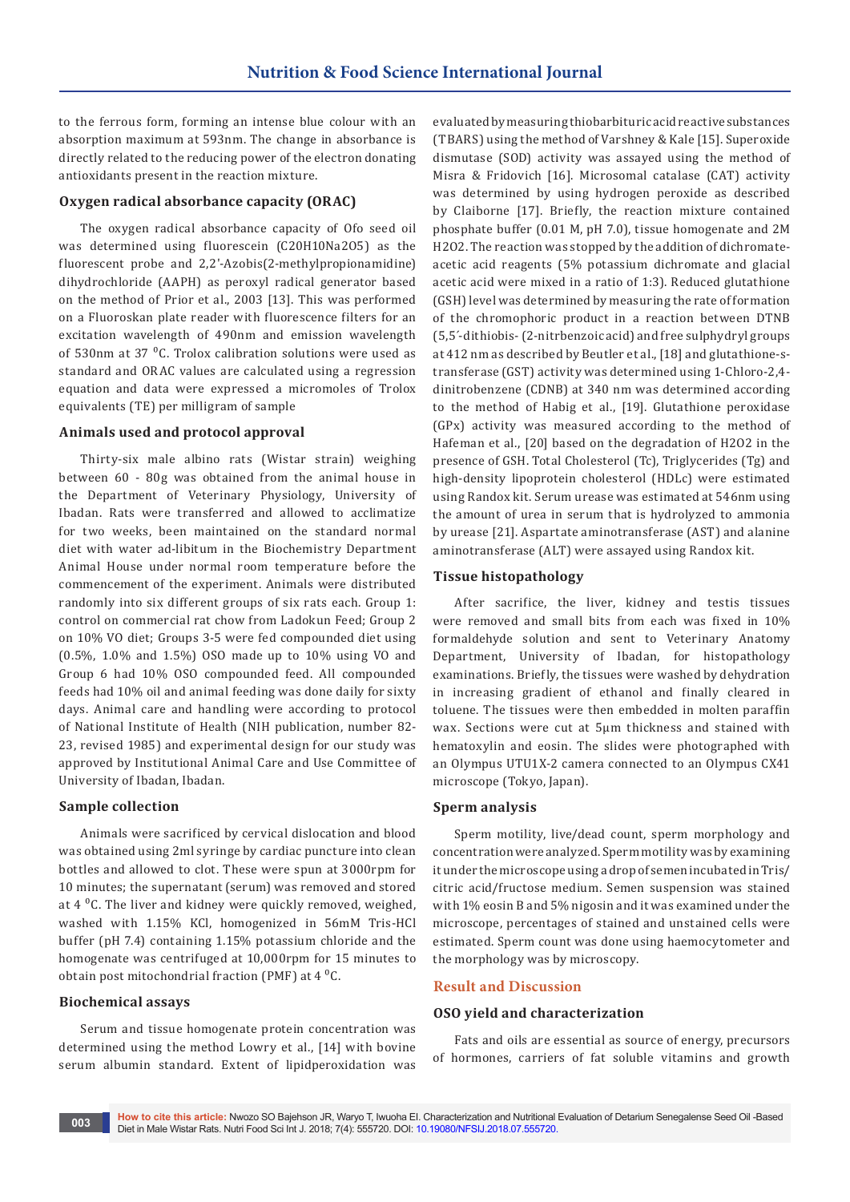to the ferrous form, forming an intense blue colour with an absorption maximum at 593nm. The change in absorbance is directly related to the reducing power of the electron donating antioxidants present in the reaction mixture.

### Oxygen radical absorbance capacity (ORAC)

The oxygen radical absorbance capacity of Ofo seed oil was determined using fluorescein ($C_{20}H_{10}Na_2O_5$) as the fluorescent probe and 2,2'-Azobis(2-methylpropionamidine) dihydrochloride (AAPH) as peroxyl radical generator based on the method of Prior et al., 2003 [13]. This was performed on a Fluoroskan plate reader with fluorescence filters for an excitation wavelength of 490nm and emission wavelength of 530nm at 37 $^0$C. Trolox calibration solutions were used as standard and ORAC values are calculated using a regression equation and data were expressed a micromoles of Trolox equivalents (TE) per milligram of sample

### Animals used and protocol approval

Thirty-six male albino rats (Wistar strain) weighing between 60 - 80g was obtained from the animal house in the Department of Veterinary Physiology, University of Ibadan. Rats were transferred and allowed to acclimatize for two weeks, been maintained on the standard normal diet with water ad-libitum in the Biochemistry Department Animal House under normal room temperature before the commencement of the experiment. Animals were distributed randomly into six different groups of six rats each. Group 1: control on commercial rat chow from Ladokun Feed; Group 2 on 10% VO diet; Groups 3-5 were fed compounded diet using (0.5%, 1.0% and 1.5%) OSO made up to 10% using VO and Group 6 had 10% OSO compounded feed. All compounded feeds had 10% oil and animal feeding was done daily for sixty days. Animal care and handling were according to protocol of National Institute of Health (NIH publication, number 82-23, revised 1985) and experimental design for our study was approved by Institutional Animal Care and Use Committee of University of Ibadan, Ibadan.

### Sample collection

Animals were sacrificed by cervical dislocation and blood was obtained using 2ml syringe by cardiac puncture into clean bottles and allowed to clot. These were spun at 3000rpm for 10 minutes; the supernatant (serum) was removed and stored at 4 $^0$C. The liver and kidney were quickly removed, weighed, washed with 1.15% KCl, homogenized in 56mM Tris-HCl buffer (pH 7.4) containing 1.15% potassium chloride and the homogenate was centrifuged at 10,000rpm for 15 minutes to obtain post mitochondrial fraction (PMF) at 4 $^0$C.

### Biochemical assays

Serum and tissue homogenate protein concentration was determined using the method Lowry et al., [14] with bovine serum albumin standard. Extent of lipidperoxidation was evaluated by measuring thiobarbituric acid reactive substances (TBARS) using the method of Varshney & Kale [15]. Superoxide dismutase (SOD) activity was assayed using the method of Misra & Fridovich [16]. Microsomal catalase (CAT) activity was determined by using hydrogen peroxide as described by Claiborne [17]. Briefly, the reaction mixture contained phosphate buffer (0.01 M, pH 7.0), tissue homogenate and 2M $H_2O_2$. The reaction was stopped by the addition of dichromate-acetic acid reagents (5% potassium dichromate and glacial acetic acid were mixed in a ratio of 1:3). Reduced glutathione (GSH) level was determined by measuring the rate of formation of the chromophoric product in a reaction between DTNB (5,5´-dithiobis- (2-nitrbenzoic acid) and free sulphydryl groups at 412 nm as described by Beutler et al., [18] and glutathione-s-transferase (GST) activity was determined using 1-Chloro-2,4-dinitrobenzene (CDNB) at 340 nm was determined according to the method of Habig et al., [19]. Glutathione peroxidase (GPx) activity was measured according to the method of Hafeman et al., [20] based on the degradation of $H_2O_2$ in the presence of GSH. Total Cholesterol (Tc), Triglycerides (Tg) and high-density lipoprotein cholesterol (HDLc) were estimated using Randox kit. Serum urease was estimated at 546nm using the amount of urea in serum that is hydrolyzed to ammonia by urease [21]. Aspartate aminotransferase (AST) and alanine aminotransferase (ALT) were assayed using Randox kit.

### Tissue histopathology

After sacrifice, the liver, kidney and testis tissues were removed and small bits from each was fixed in 10% formaldehyde solution and sent to Veterinary Anatomy Department, University of Ibadan, for histopathology examinations. Briefly, the tissues were washed by dehydration in increasing gradient of ethanol and finally cleared in toluene. The tissues were then embedded in molten paraffin wax. Sections were cut at 5μm thickness and stained with hematoxylin and eosin. The slides were photographed with an Olympus UTU1X-2 camera connected to an Olympus CX41 microscope (Tokyo, Japan).

### Sperm analysis

Sperm motility, live/dead count, sperm morphology and concentration were analyzed. Sperm motility was by examining it under the microscope using a drop of semen incubated in Tris/citric acid/fructose medium. Semen suspension was stained with 1% eosin B and 5% nigosin and it was examined under the microscope, percentages of stained and unstained cells were estimated. Sperm count was done using haemocytometer and the morphology was by microscopy.

## Result and Discussion

### OSO yield and characterization

Fats and oils are essential as source of energy, precursors of hormones, carriers of fat soluble vitamins and growth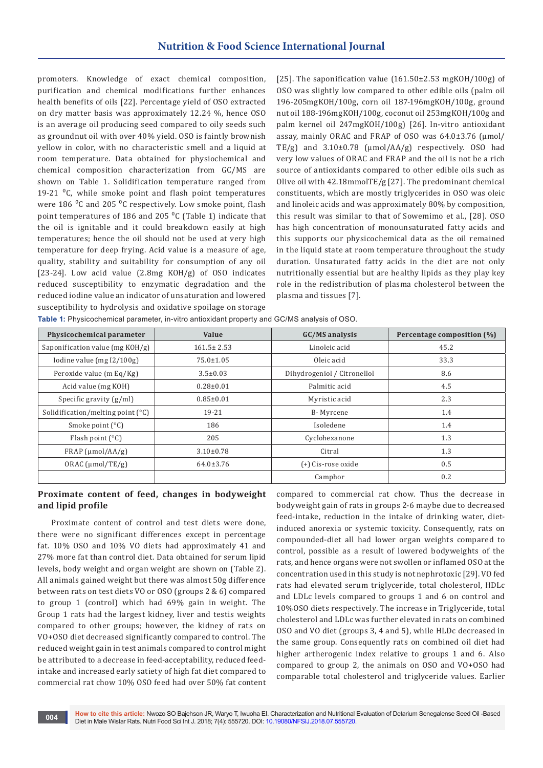promoters. Knowledge of exact chemical composition, purification and chemical modifications further enhances health benefits of oils [22]. Percentage yield of OSO extracted on dry matter basis was approximately 12.24 %, hence OSO is an average oil producing seed compared to oily seeds such as groundnut oil with over 40% yield. OSO is faintly brownish yellow in color, with no characteristic smell and a liquid at room temperature. Data obtained for physiochemical and chemical composition characterization from GC/MS are shown on Table 1. Solidification temperature ranged from 19-21 $^0$C, while smoke point and flash point temperatures were 186 $^0$C and 205 $^0$C respectively. Low smoke point, flash point temperatures of 186 and 205 $^0$C (Table 1) indicate that the oil is ignitable and it could breakdown easily at high temperatures; hence the oil should not be used at very high temperature for deep frying. Acid value is a measure of age, quality, stability and suitability for consumption of any oil [23-24]. Low acid value (2.8mg KOH/g) of OSO indicates reduced susceptibility to enzymatic degradation and the reduced iodine value an indicator of unsaturation and lowered susceptibility to hydrolysis and oxidative spoilage on storage [25]. The saponification value (161.50±2.53 mgKOH/100g) of OSO was slightly low compared to other edible oils (palm oil 196-205mgKOH/100g, corn oil 187-196mgKOH/100g, ground nut oil 188-196mgKOH/100g, coconut oil 253mgKOH/100g and palm kernel oil 247mgKOH/100g) [26]. In-vitro antioxidant assay, mainly ORAC and FRAP of OSO was 64.0±3.76 (µmol/TE/g) and 3.10±0.78 (µmol/AA/g) respectively. OSO had very low values of ORAC and FRAP and the oil is not be a rich source of antioxidants compared to other edible oils such as Olive oil with 42.18mmolTE/g [27]. The predominant chemical constituents, which are mostly triglycerides in OSO was oleic and linoleic acids and was approximately 80% by composition, this result was similar to that of Sowemimo et al., [28]. OSO has high concentration of monounsaturated fatty acids and this supports our physicochemical data as the oil remained in the liquid state at room temperature throughout the study duration. Unsaturated fatty acids in the diet are not only nutritionally essential but are healthy lipids as they play key role in the redistribution of plasma cholesterol between the plasma and tissues [7].

**Table 1:** Physicochemical parameter, in-vitro antioxidant property and GC/MS analysis of OSO.

| Physicochemical parameter | Value | GC/MS analysis | Percentage composition (%) |
|---|---|---|---|
| Saponification value (mg KOH/g) | 161.5± 2.53 | Linoleic acid | 45.2 |
| Iodine value (mg I2/100g) | 75.0±1.05 | Oleic acid | 33.3 |
| Peroxide value (m Eq/Kg) | 3.5±0.03 | Dihydrogeniol / Citronellol | 8.6 |
| Acid value (mg KOH) | 0.28±0.01 | Palmitic acid | 4.5 |
| Specific gravity (g/ml) | 0.85±0.01 | Myristic acid | 2.3 |
| Solidification/melting point (°C) | 19-21 | B- Myrcene | 1.4 |
| Smoke point (°C) | 186 | Isoledene | 1.4 |
| Flash point (°C) | 205 | Cyclohexanone | 1.3 |
| FRAP (µmol/AA/g) | 3.10±0.78 | Citral | 1.3 |
| ORAC (µmol/TE/g) | 64.0±3.76 | (+) Cis-rose oxide | 0.5 |
| | | Camphor | 0.2 |

## Proximate content of feed, changes in bodyweight and lipid profile

Proximate content of control and test diets were done, there were no significant differences except in percentage fat. 10% OSO and 10% VO diets had approximately 41 and 27% more fat than control diet. Data obtained for serum lipid levels, body weight and organ weight are shown on (Table 2). All animals gained weight but there was almost 50g difference between rats on test diets VO or OSO (groups 2 & 6) compared to group 1 (control) which had 69% gain in weight. The Group 1 rats had the largest kidney, liver and testis weights compared to other groups; however, the kidney of rats on VO+OSO diet decreased significantly compared to control. The reduced weight gain in test animals compared to control might be attributed to a decrease in feed-acceptability, reduced feed-intake and increased early satiety of high fat diet compared to commercial rat chow 10% OSO feed had over 50% fat content compared to commercial rat chow. Thus the decrease in bodyweight gain of rats in groups 2-6 maybe due to decreased feed-intake, reduction in the intake of drinking water, diet-induced anorexia or systemic toxicity. Consequently, rats on compounded-diet all had lower organ weights compared to control, possible as a result of lowered bodyweights of the rats, and hence organs were not swollen or inflamed OSO at the concentration used in this study is not nephrotoxic [29]. VO fed rats had elevated serum triglyceride, total cholesterol, HDLc and LDLc levels compared to groups 1 and 6 on control and 10%OSO diets respectively. The increase in Triglyceride, total cholesterol and LDLc was further elevated in rats on combined OSO and VO diet (groups 3, 4 and 5), while HLDc decreased in the same group. Consequently rats on combined oil diet had higher artherogenic index relative to groups 1 and 6. Also compared to group 2, the animals on OSO and VO+OSO had comparable total cholesterol and triglyceride values. Earlier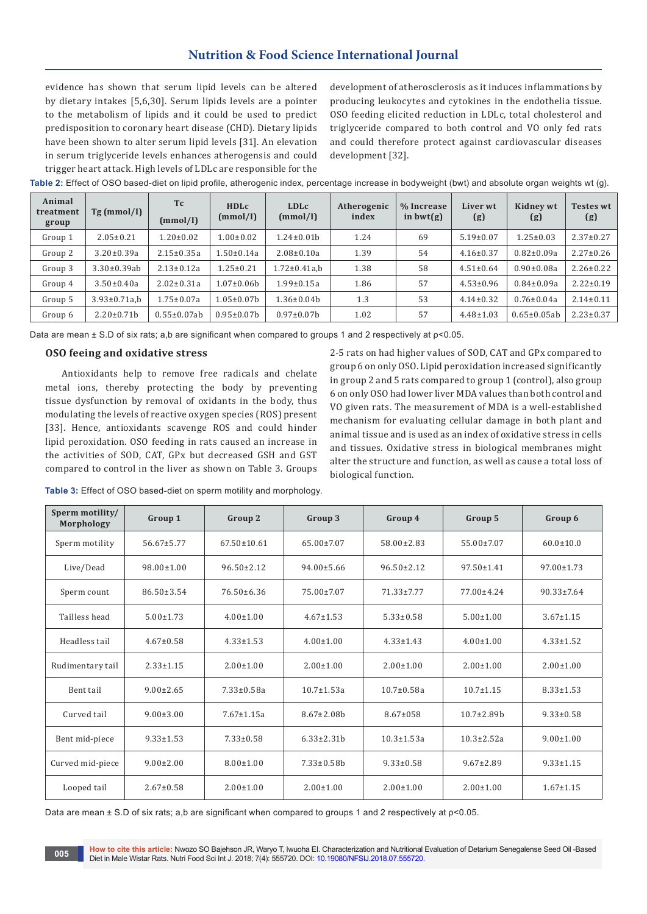evidence has shown that serum lipid levels can be altered by dietary intakes [5,6,30]. Serum lipids levels are a pointer to the metabolism of lipids and it could be used to predict predisposition to coronary heart disease (CHD). Dietary lipids have been shown to alter serum lipid levels [31]. An elevation in serum triglyceride levels enhances atherogensis and could trigger heart attack. High levels of LDLc are responsible for the development of atherosclerosis as it induces inflammations by producing leukocytes and cytokines in the endothelia tissue. OSO feeding elicited reduction in LDLc, total cholesterol and triglyceride compared to both control and VO only fed rats and could therefore protect against cardiovascular diseases development [32].

**Table 2:** Effect of OSO based-diet on lipid profile, atherogenic index, percentage increase in bodyweight (bwt) and absolute organ weights wt (g).

| Animal treatment group | Tg (mmol/l) | Tc (mmol/l) | HDLc (mmol/l) | LDLc (mmol/l) | Atherogenic index | % Increase in bwt(g) | Liver wt (g) | Kidney wt (g) | Testes wt (g) |
|---|---|---|---|---|---|---|---|---|---|
| Group 1 | 2.05±0.21 | 1.20±0.02 | 1.00±0.02 | 1.24±0.01b | 1.24 | 69 | 5.19±0.07 | 1.25±0.03 | 2.37±0.27 |
| Group 2 | 3.20±0.39a | 2.15±0.35a | 1.50±0.14a | 2.08±0.10a | 1.39 | 54 | 4.16±0.37 | 0.82±0.09a | 2.27±0.26 |
| Group 3 | 3.30±0.39ab | 2.13±0.12a | 1.25±0.21 | 1.72±0.41a,b | 1.38 | 58 | 4.51±0.64 | 0.90±0.08a | 2.26±0.22 |
| Group 4 | 3.50±0.40a | 2.02±0.31a | 1.07±0.06b | 1.99±0.15a | 1.86 | 57 | 4.53±0.96 | 0.84±0.09a | 2.22±0.19 |
| Group 5 | 3.93±0.71a,b | 1.75±0.07a | 1.05±0.07b | 1.36±0.04b | 1.3 | 53 | 4.14±0.32 | 0.76±0.04a | 2.14±0.11 |
| Group 6 | 2.20±0.71b | 0.55±0.07ab | 0.95±0.07b | 0.97±0.07b | 1.02 | 57 | 4.48±1.03 | 0.65±0.05ab | 2.23±0.37 |

Data are mean ± S.D of six rats; a,b are significant when compared to groups 1 and 2 respectively at $\rho<0.05$.

### OSO feeing and oxidative stress

Antioxidants help to remove free radicals and chelate metal ions, thereby protecting the body by preventing tissue dysfunction by removal of oxidants in the body, thus modulating the levels of reactive oxygen species (ROS) present [33]. Hence, antioxidants scavenge ROS and could hinder lipid peroxidation. OSO feeding in rats caused an increase in the activities of SOD, CAT, GPx but decreased GSH and GST compared to control in the liver as shown on Table 3. Groups 2-5 rats on had higher values of SOD, CAT and GPx compared to group 6 on only OSO. Lipid peroxidation increased significantly in group 2 and 5 rats compared to group 1 (control), also group 6 on only OSO had lower liver MDA values than both control and VO given rats. The measurement of MDA is a well-established mechanism for evaluating cellular damage in both plant and animal tissue and is used as an index of oxidative stress in cells and tissues. Oxidative stress in biological membranes might alter the structure and function, as well as cause a total loss of biological function.

**Table 3:** Effect of OSO based-diet on sperm motility and morphology.

| Sperm motility/ Morphology | Group 1 | Group 2 | Group 3 | Group 4 | Group 5 | Group 6 |
|---|---|---|---|---|---|---|
| Sperm motility | 56.67±5.77 | 67.50±10.61 | 65.00±7.07 | 58.00±2.83 | 55.00±7.07 | 60.0±10.0 |
| Live/Dead | 98.00±1.00 | 96.50±2.12 | 94.00±5.66 | 96.50±2.12 | 97.50±1.41 | 97.00±1.73 |
| Sperm count | 86.50±3.54 | 76.50±6.36 | 75.00±7.07 | 71.33±7.77 | 77.00±4.24 | 90.33±7.64 |
| Tailless head | 5.00±1.73 | 4.00±1.00 | 4.67±1.53 | 5.33±0.58 | 5.00±1.00 | 3.67±1.15 |
| Headless tail | 4.67±0.58 | 4.33±1.53 | 4.00±1.00 | 4.33±1.43 | 4.00±1.00 | 4.33±1.52 |
| Rudimentary tail | 2.33±1.15 | 2.00±1.00 | 2.00±1.00 | 2.00±1.00 | 2.00±1.00 | 2.00±1.00 |
| Bent tail | 9.00±2.65 | 7.33±0.58a | 10.7±1.53a | 10.7±0.58a | 10.7±1.15 | 8.33±1.53 |
| Curved tail | 9.00±3.00 | 7.67±1.15a | 8.67±2.08b | 8.67±058 | 10.7±2.89b | 9.33±0.58 |
| Bent mid-piece | 9.33±1.53 | 7.33±0.58 | 6.33±2.31b | 10.3±1.53a | 10.3±2.52a | 9.00±1.00 |
| Curved mid-piece | 9.00±2.00 | 8.00±1.00 | 7.33±0.58b | 9.33±0.58 | 9.67±2.89 | 9.33±1.15 |
| Looped tail | 2.67±0.58 | 2.00±1.00 | 2.00±1.00 | 2.00±1.00 | 2.00±1.00 | 1.67±1.15 |

Data are mean ± S.D of six rats; a,b are significant when compared to groups 1 and 2 respectively at $\rho<0.05$.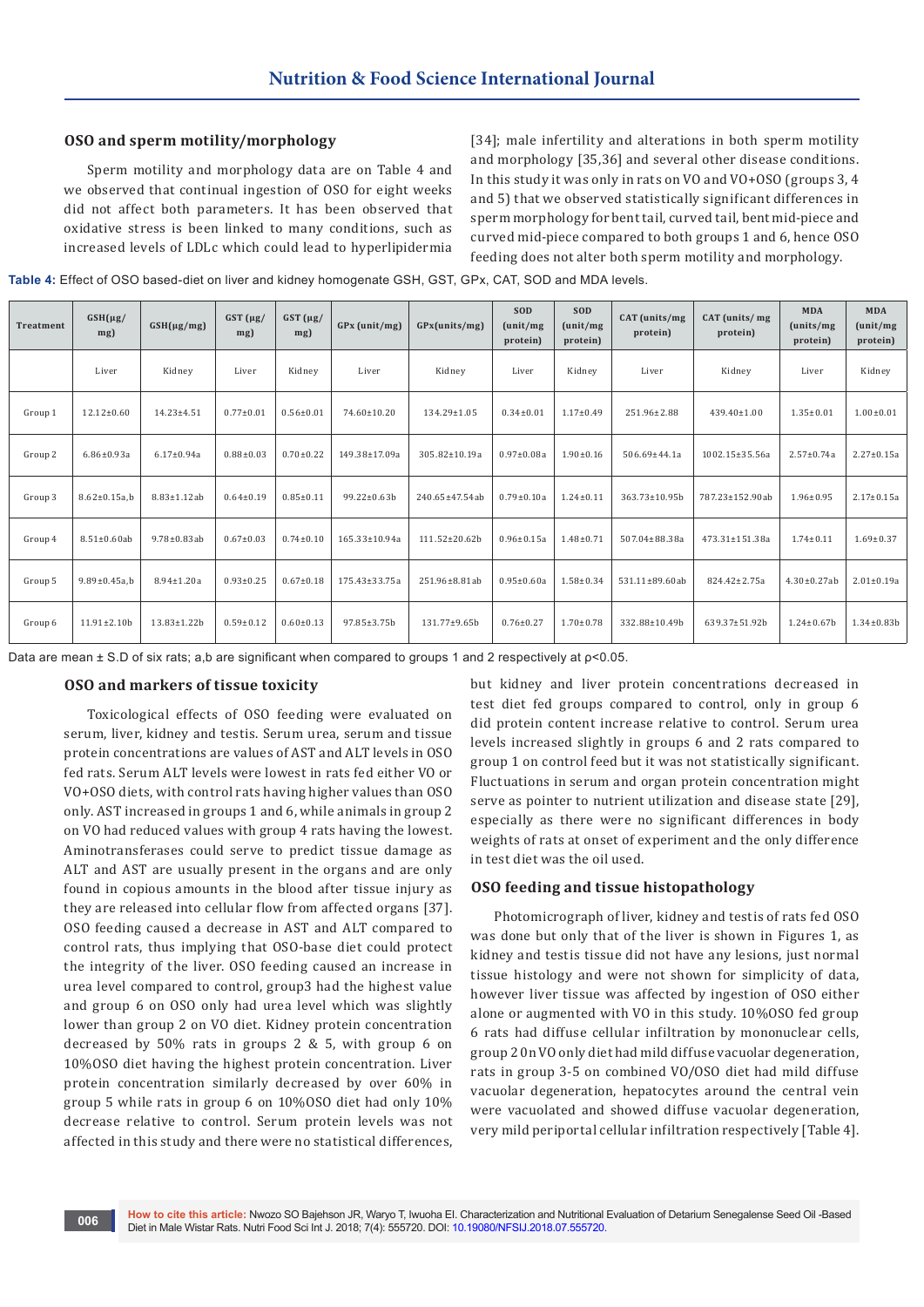### OSO and sperm motility/morphology

Sperm motility and morphology data are on Table 4 and we observed that continual ingestion of OSO for eight weeks did not affect both parameters. It has been observed that oxidative stress is been linked to many conditions, such as increased levels of LDLc which could lead to hyperlipidermia [34]; male infertility and alterations in both sperm motility and morphology [35,36] and several other disease conditions. In this study it was only in rats on VO and VO+OSO (groups 3, 4 and 5) that we observed statistically significant differences in sperm morphology for bent tail, curved tail, bent mid-piece and curved mid-piece compared to both groups 1 and 6, hence OSO feeding does not alter both sperm motility and morphology.

**Table 4:** Effect of OSO based-diet on liver and kidney homogenate GSH, GST, GPx, CAT, SOD and MDA levels.

| Treatment | GSH(µg/mg) | GSH(µg/mg) | GST (µg/mg) | GST (µg/mg) | GPx (unit/mg) | GPx(units/mg) | SOD (unit/mg protein) | SOD (unit/mg protein) | CAT (units/mg protein) | CAT (units/ mg protein) | MDA (units/mg protein) | MDA (unit/mg protein) |
|---|---|---|---|---|---|---|---|---|---|---|---|---|
| | Liver | Kidney | Liver | Kidney | Liver | Kidney | Liver | Kidney | Liver | Kidney | Liver | Kidney |
| Group 1 | 12.12±0.60 | 14.23±4.51 | 0.77±0.01 | 0.56±0.01 | 74.60±10.20 | 134.29±1.05 | 0.34±0.01 | 1.17±0.49 | 251.96±2.88 | 439.40±1.00 | 1.35±0.01 | 1.00±0.01 |
| Group 2 | 6.86±0.93a | 6.17±0.94a | 0.88±0.03 | 0.70±0.22 | 149.38±17.09a | 305.82±10.19a | 0.97±0.08a | 1.90±0.16 | 506.69±44.1a | 1002.15±35.56a | 2.57±0.74a | 2.27±0.15a |
| Group 3 | 8.62±0.15a,b | 8.83±1.12ab | 0.64±0.19 | 0.85±0.11 | 99.22±0.63b | 240.65±47.54ab | 0.79±0.10a | 1.24±0.11 | 363.73±10.95b | 787.23±152.90ab | 1.96±0.95 | 2.17±0.15a |
| Group 4 | 8.51±0.60ab | 9.78±0.83ab | 0.67±0.03 | 0.74±0.10 | 165.33±10.94a | 111.52±20.62b | 0.96±0.15a | 1.48±0.71 | 507.04±88.38a | 473.31±151.38a | 1.74±0.11 | 1.69±0.37 |
| Group 5 | 9.89±0.45a,b | 8.94±1.20a | 0.93±0.25 | 0.67±0.18 | 175.43±33.75a | 251.96±8.81ab | 0.95±0.60a | 1.58±0.34 | 531.11±89.60ab | 824.42±2.75a | 4.30±0.27ab | 2.01±0.19a |
| Group 6 | 11.91±2.10b | 13.83±1.22b | 0.59±0.12 | 0.60±0.13 | 97.85±3.75b | 131.77±9.65b | 0.76±0.27 | 1.70±0.78 | 332.88±10.49b | 639.37±51.92b | 1.24±0.67b | 1.34±0.83b |

Data are mean ± S.D of six rats; a,b are significant when compared to groups 1 and 2 respectively at $p<0.05$.

### OSO and markers of tissue toxicity

Toxicological effects of OSO feeding were evaluated on serum, liver, kidney and testis. Serum urea, serum and tissue protein concentrations are values of AST and ALT levels in OSO fed rats. Serum ALT levels were lowest in rats fed either VO or VO+OSO diets, with control rats having higher values than OSO only. AST increased in groups 1 and 6, while animals in group 2 on VO had reduced values with group 4 rats having the lowest. Aminotransferases could serve to predict tissue damage as ALT and AST are usually present in the organs and are only found in copious amounts in the blood after tissue injury as they are released into cellular flow from affected organs [37]. OSO feeding caused a decrease in AST and ALT compared to control rats, thus implying that OSO-base diet could protect the integrity of the liver. OSO feeding caused an increase in urea level compared to control, group3 had the highest value and group 6 on OSO only had urea level which was slightly lower than group 2 on VO diet. Kidney protein concentration decreased by 50% rats in groups 2 & 5, with group 6 on 10%OSO diet having the highest protein concentration. Liver protein concentration similarly decreased by over 60% in group 5 while rats in group 6 on 10%OSO diet had only 10% decrease relative to control. Serum protein levels was not affected in this study and there were no statistical differences, but kidney and liver protein concentrations decreased in test diet fed groups compared to control, only in group 6 did protein content increase relative to control. Serum urea levels increased slightly in groups 6 and 2 rats compared to group 1 on control feed but it was not statistically significant. Fluctuations in serum and organ protein concentration might serve as pointer to nutrient utilization and disease state [29], especially as there were no significant differences in body weights of rats at onset of experiment and the only difference in test diet was the oil used.

### OSO feeding and tissue histopathology

Photomicrograph of liver, kidney and testis of rats fed OSO was done but only that of the liver is shown in Figures 1, as kidney and testis tissue did not have any lesions, just normal tissue histology and were not shown for simplicity of data, however liver tissue was affected by ingestion of OSO either alone or augmented with VO in this study. 10%OSO fed group 6 rats had diffuse cellular infiltration by mononuclear cells, group 2 0n VO only diet had mild diffuse vacuolar degeneration, rats in group 3-5 on combined VO/OSO diet had mild diffuse vacuolar degeneration, hepatocytes around the central vein were vacuolated and showed diffuse vacuolar degeneration, very mild periportal cellular infiltration respectively [Table 4].

**How to cite this article:** Nwozo SO Bajehson JR, Waryo T, Iwuoha EI. Characterization and Nutritional Evaluation of Detarium Senegalense Seed Oil -Based Diet in Male Wistar Rats. Nutri Food Sci Int J. 2018; 7(4): 555720. DOI: 10.19080/NFSIJ.2018.07.555720.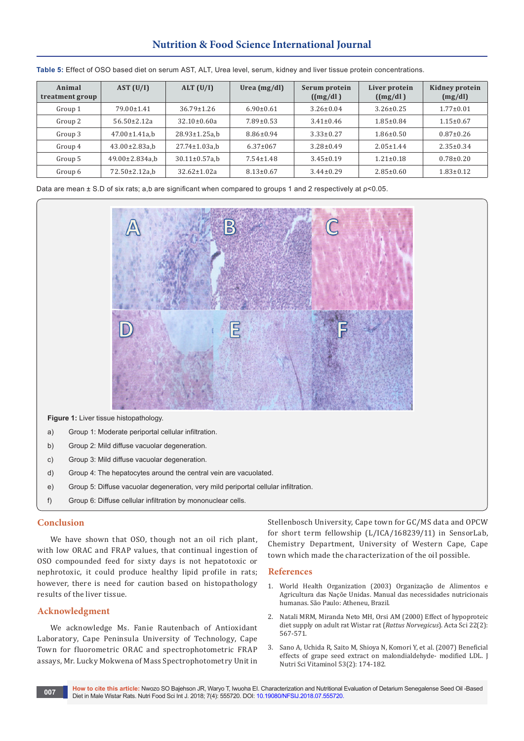**Table 5:** Effect of OSO based diet on serum AST, ALT, Urea level, serum, kidney and liver tissue protein concentrations.

| Animal treatment group | AST (U/l) | ALT (U/l) | Urea (mg/dl) | Serum protein ((mg/dl ) | Liver protein ((mg/dl ) | Kidney protein (mg/dl) |
|---|---|---|---|---|---|---|
| Group 1 | 79.00±1.41 | 36.79±1.26 | 6.90±0.61 | 3.26±0.04 | 3.26±0.25 | 1.77±0.01 |
| Group 2 | 56.50±2.12a | 32.10±0.60a | 7.89±0.53 | 3.41±0.46 | 1.85±0.84 | 1.15±0.67 |
| Group 3 | 47.00±1.41a,b | 28.93±1.25a,b | 8.86±0.94 | 3.33±0.27 | 1.86±0.50 | 0.87±0.26 |
| Group 4 | 43.00±2.83a,b | 27.74±1.03a,b | 6.37±067 | 3.28±0.49 | 2.05±1.44 | 2.35±0.34 |
| Group 5 | 49.00±2.834a,b | 30.11±0.57a,b | 7.54±1.48 | 3.45±0.19 | 1.21±0.18 | 0.78±0.20 |
| Group 6 | 72.50±2.12a,b | 32.62±1.02a | 8.13±0.67 | 3.44±0.29 | 2.85±0.60 | 1.83±0.12 |

Data are mean ± S.D of six rats; a,b are significant when compared to groups 1 and 2 respectively at p<0.05.

**Figure 1:** Liver tissue histopathology.

a) Group 1: Moderate periportal cellular infiltration.

b) Group 2: Mild diffuse vacuolar degeneration.

c) Group 3: Mild diffuse vacuolar degeneration.

d) Group 4: The hepatocytes around the central vein are vacuolated.

e) Group 5: Diffuse vacuolar degeneration, very mild periportal cellular infiltration.

f) Group 6: Diffuse cellular infiltration by mononuclear cells.

## Conclusion

We have shown that OSO, though not an oil rich plant, with low ORAC and FRAP values, that continual ingestion of OSO compounded feed for sixty days is not hepatotoxic or nephrotoxic, it could produce healthy lipid profile in rats; however, there is need for caution based on histopathology results of the liver tissue.

## Acknowledgment

We acknowledge Ms. Fanie Rautenbach of Antioxidant Laboratory, Cape Peninsula University of Technology, Cape Town for fluorometric ORAC and spectrophotometric FRAP assays, Mr. Lucky Mokwena of Mass Spectrophotometry Unit in Stellenbosch University, Cape town for GC/MS data and OPCW for short term fellowship (L/ICA/168239/11) in SensorLab, Chemistry Department, University of Western Cape, Cape town which made the characterization of the oil possible.

## References

1. World Health Organization (2003) Organização de Alimentos e Agricultura das Nações Unidas. Manual das necessidades nutricionais humanas. São Paulo: Atheneu, Brazil.
2. Natali MRM, Miranda Neto MH, Orsi AM (2000) Effect of hypoproteic diet supply on adult rat Wistar rat (*Rattus Norvegicus*). Acta Sci 22(2): 567-571.
3. Sano A, Uchida R, Saito M, Shioya N, Komori Y, et al. (2007) Beneficial effects of grape seed extract on malondialdehyde- modified LDL. J Nutri Sci Vitaminol 53(2): 174-182.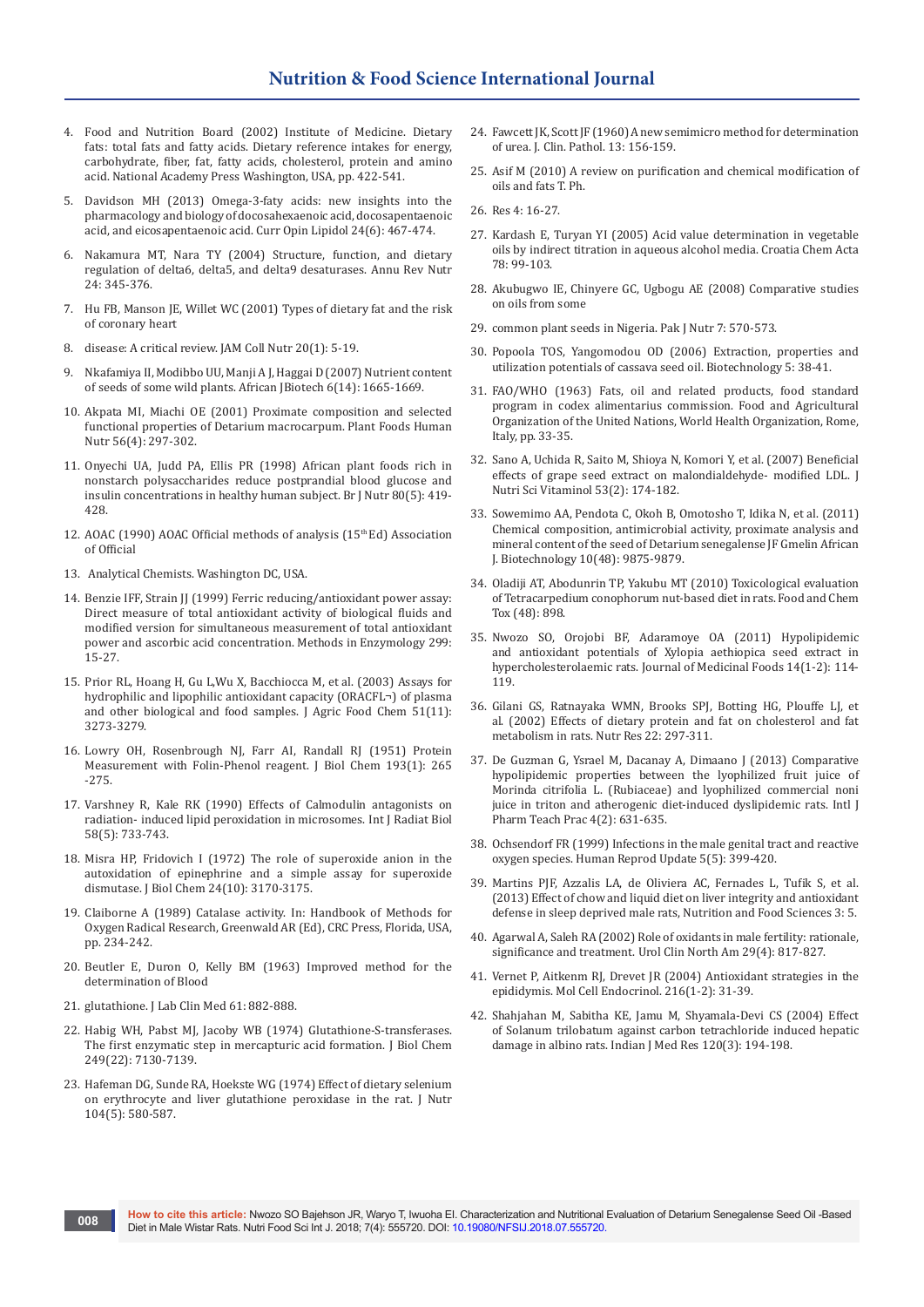4. Food and Nutrition Board (2002) Institute of Medicine. Dietary fats: total fats and fatty acids. Dietary reference intakes for energy, carbohydrate, fiber, fat, fatty acids, cholesterol, protein and amino acid. National Academy Press Washington, USA, pp. 422-541.
5. Davidson MH (2013) Omega-3-faty acids: new insights into the pharmacology and biology of docosahexaenoic acid, docosapentaenoic acid, and eicosapentaenoic acid. Curr Opin Lipidol 24(6): 467-474.
6. Nakamura MT, Nara TY (2004) Structure, function, and dietary regulation of delta6, delta5, and delta9 desaturases. Annu Rev Nutr 24: 345-376.
7. Hu FB, Manson JE, Willet WC (2001) Types of dietary fat and the risk of coronary heart
8. disease: A critical review. JAM Coll Nutr 20(1): 5-19.
9. Nkafamiya II, Modibbo UU, Manji A J, Haggai D (2007) Nutrient content of seeds of some wild plants. African JBiotech 6(14): 1665-1669.
10. Akpata MI, Miachi OE (2001) Proximate composition and selected functional properties of Detarium macrocarpum. Plant Foods Human Nutr 56(4): 297-302.
11. Onyechi UA, Judd PA, Ellis PR (1998) African plant foods rich in nonstarch polysaccharides reduce postprandial blood glucose and insulin concentrations in healthy human subject. Br J Nutr 80(5): 419-428.
12. AOAC (1990) AOAC Official methods of analysis (15th Ed) Association of Official
13. Analytical Chemists. Washington DC, USA.
14. Benzie IFF, Strain JJ (1999) Ferric reducing/antioxidant power assay: Direct measure of total antioxidant activity of biological fluids and modified version for simultaneous measurement of total antioxidant power and ascorbic acid concentration. Methods in Enzymology 299: 15-27.
15. Prior RL, Hoang H, Gu L,Wu X, Bacchiocca M, et al. (2003) Assays for hydrophilic and lipophilic antioxidant capacity (ORACFL¬) of plasma and other biological and food samples. J Agric Food Chem 51(11): 3273-3279.
16. Lowry OH, Rosenbrough NJ, Farr AI, Randall RJ (1951) Protein Measurement with Folin-Phenol reagent. J Biol Chem 193(1): 265 -275.
17. Varshney R, Kale RK (1990) Effects of Calmodulin antagonists on radiation- induced lipid peroxidation in microsomes. Int J Radiat Biol 58(5): 733-743.
18. Misra HP, Fridovich I (1972) The role of superoxide anion in the autoxidation of epinephrine and a simple assay for superoxide dismutase. J Biol Chem 24(10): 3170-3175.
19. Claiborne A (1989) Catalase activity. In: Handbook of Methods for Oxygen Radical Research, Greenwald AR (Ed), CRC Press, Florida, USA, pp. 234-242.
20. Beutler E, Duron O, Kelly BM (1963) Improved method for the determination of Blood
21. glutathione. J Lab Clin Med 61: 882-888.
22. Habig WH, Pabst MJ, Jacoby WB (1974) Glutathione-S-transferases. The first enzymatic step in mercapturic acid formation. J Biol Chem 249(22): 7130-7139.
23. Hafeman DG, Sunde RA, Hoekste WG (1974) Effect of dietary selenium on erythrocyte and liver glutathione peroxidase in the rat. J Nutr 104(5): 580-587.
24. Fawcett JK, Scott JF (1960) A new semimicro method for determination of urea. J. Clin. Pathol. 13: 156-159.
25. Asif M (2010) A review on purification and chemical modification of oils and fats T. Ph.
26. Res 4: 16-27.
27. Kardash E, Turyan YI (2005) Acid value determination in vegetable oils by indirect titration in aqueous alcohol media. Croatia Chem Acta 78: 99-103.
28. Akubugwo IE, Chinyere GC, Ugbogu AE (2008) Comparative studies on oils from some
29. common plant seeds in Nigeria. Pak J Nutr 7: 570-573.
30. Popoola TOS, Yangomodou OD (2006) Extraction, properties and utilization potentials of cassava seed oil. Biotechnology 5: 38-41.
31. FAO/WHO (1963) Fats, oil and related products, food standard program in codex alimentarius commission. Food and Agricultural Organization of the United Nations, World Health Organization, Rome, Italy, pp. 33-35.
32. Sano A, Uchida R, Saito M, Shioya N, Komori Y, et al. (2007) Beneficial effects of grape seed extract on malondialdehyde- modified LDL. J Nutri Sci Vitaminol 53(2): 174-182.
33. Sowemimo AA, Pendota C, Okoh B, Omotosho T, Idika N, et al. (2011) Chemical composition, antimicrobial activity, proximate analysis and mineral content of the seed of Detarium senegalense JF Gmelin African J. Biotechnology 10(48): 9875-9879.
34. Oladiji AT, Abodunrin TP, Yakubu MT (2010) Toxicological evaluation of Tetracarpedium conophorum nut-based diet in rats. Food and Chem Tox (48): 898.
35. Nwozo SO, Orojobi BF, Adaramoye OA (2011) Hypolipidemic and antioxidant potentials of Xylopia aethiopica seed extract in hypercholesterolaemic rats. Journal of Medicinal Foods 14(1-2): 114-119.
36. Gilani GS, Ratnayaka WMN, Brooks SPJ, Botting HG, Plouffe LJ, et al. (2002) Effects of dietary protein and fat on cholesterol and fat metabolism in rats. Nutr Res 22: 297-311.
37. De Guzman G, Ysrael M, Dacanay A, Dimaano J (2013) Comparative hypolipidemic properties between the lyophilized fruit juice of Morinda citrifolia L. (Rubiaceae) and lyophilized commercial noni juice in triton and atherogenic diet-induced dyslipidemic rats. Intl J Pharm Teach Prac 4(2): 631-635.
38. Ochsendorf FR (1999) Infections in the male genital tract and reactive oxygen species. Human Reprod Update 5(5): 399-420.
39. Martins PJF, Azzalis LA, de Oliviera AC, Fernades L, Tufik S, et al. (2013) Effect of chow and liquid diet on liver integrity and antioxidant defense in sleep deprived male rats, Nutrition and Food Sciences 3: 5.
40. Agarwal A, Saleh RA (2002) Role of oxidants in male fertility: rationale, significance and treatment. Urol Clin North Am 29(4): 817-827.
41. Vernet P, Aitkenm RJ, Drevet JR (2004) Antioxidant strategies in the epididymis. Mol Cell Endocrinol. 216(1-2): 31-39.
42. Shahjahan M, Sabitha KE, Jamu M, Shyamala-Devi CS (2004) Effect of Solanum trilobatum against carbon tetrachloride induced hepatic damage in albino rats. Indian J Med Res 120(3): 194-198.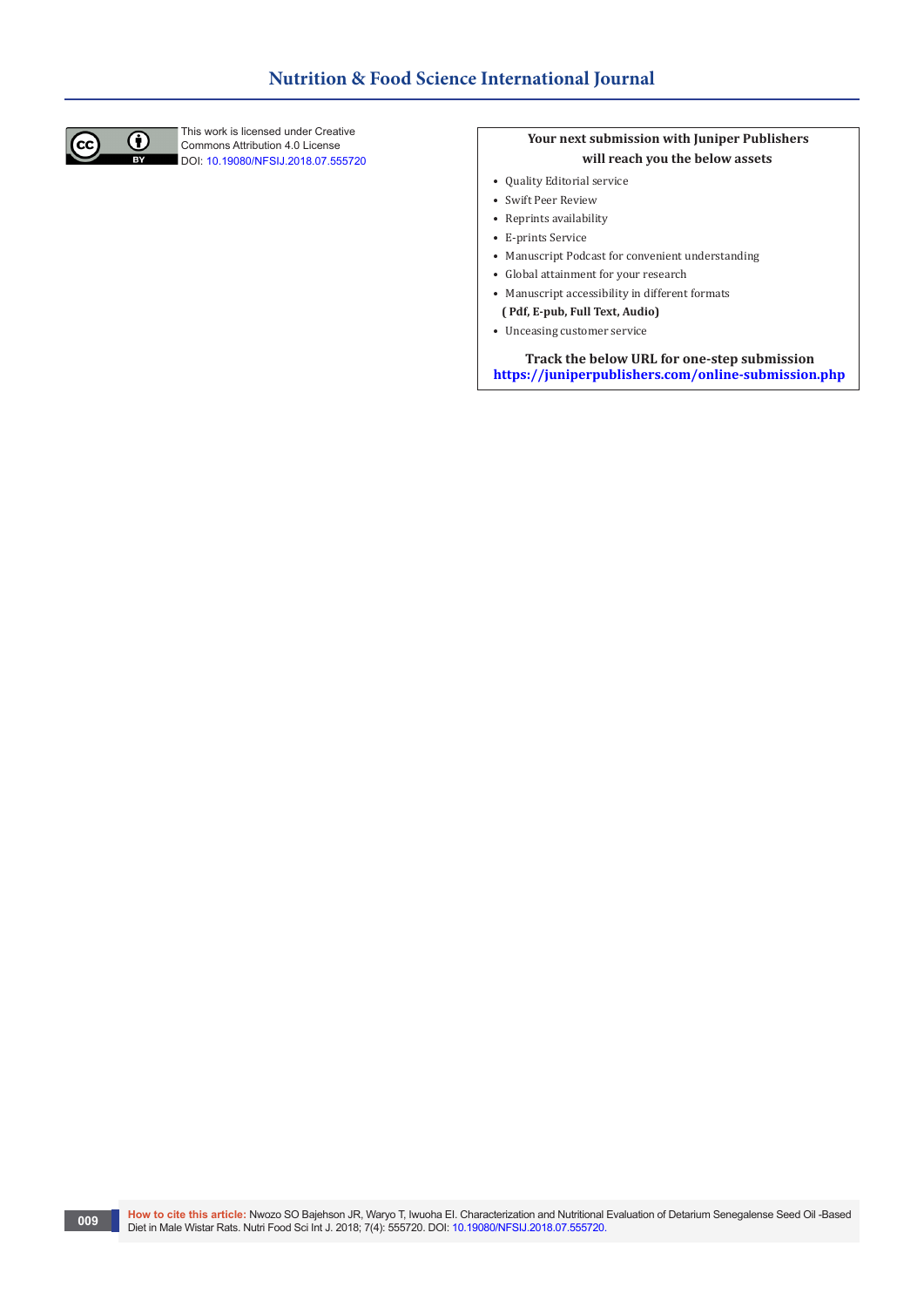This work is licensed under Creative Commons Attribution 4.0 License
DOI: 10.19080/NFSIJ.2018.07.555720

**Your next submission with Juniper Publishers will reach you the below assets**

- Quality Editorial service
- Swift Peer Review
- Reprints availability
- E-prints Service
- Manuscript Podcast for convenient understanding
- Global attainment for your research
- Manuscript accessibility in different formats

**( Pdf, E-pub, Full Text, Audio)**

- Unceasing customer service

**Track the below URL for one-step submission**
**https://juniperpublishers.com/online-submission.php**

**How to cite this article:** Nwozo SO Bajehson JR, Waryo T, Iwuoha EI. Characterization and Nutritional Evaluation of Detarium Senegalense Seed Oil -Based Diet in Male Wistar Rats. Nutri Food Sci Int J. 2018; 7(4): 555720. DOI: 10.19080/NFSIJ.2018.07.555720.